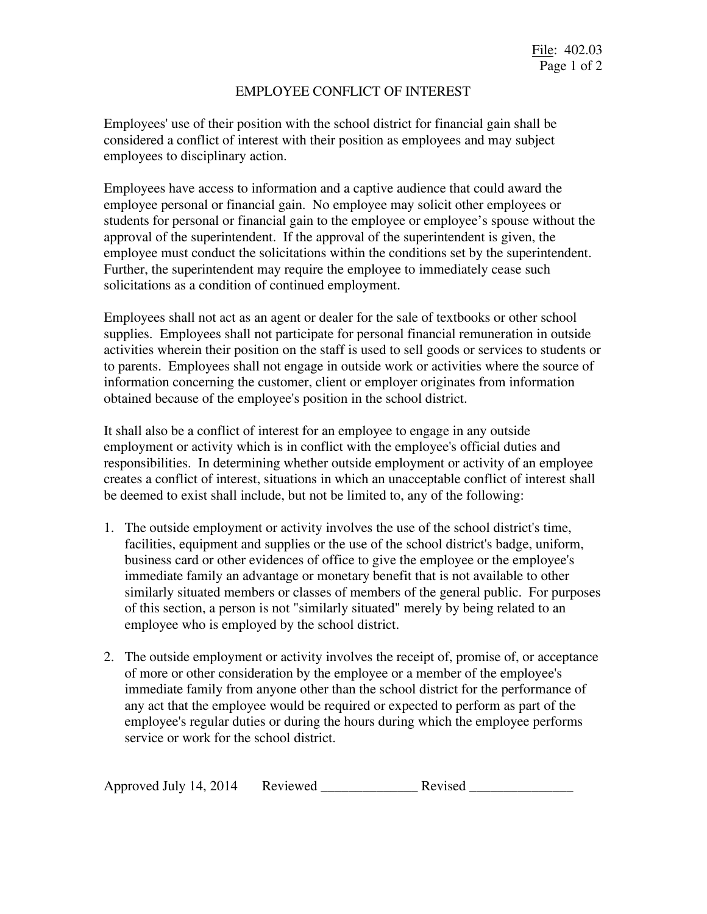File: 402.03

# EMPLOYEE CONFLICT OF INTEREST

Employees' use of their position with the school district for financial gain shall be considered a conflict of interest with their position as employees and may subject employees to disciplinary action.

Employees have access to information and a captive audience that could award the employee personal or financial gain. No employee may solicit other employees or students for personal or financial gain to the employee or employee's spouse without the approval of the superintendent. If the approval of the superintendent is given, the employee must conduct the solicitations within the conditions set by the superintendent. Further, the superintendent may require the employee to immediately cease such solicitations as a condition of continued employment.

Employees shall not act as an agent or dealer for the sale of textbooks or other school supplies. Employees shall not participate for personal financial remuneration in outside activities wherein their position on the staff is used to sell goods or services to students or to parents. Employees shall not engage in outside work or activities where the source of information concerning the customer, client or employer originates from information obtained because of the employee's position in the school district.

It shall also be a conflict of interest for an employee to engage in any outside employment or activity which is in conflict with the employee's official duties and responsibilities. In determining whether outside employment or activity of an employee creates a conflict of interest, situations in which an unacceptable conflict of interest shall be deemed to exist shall include, but not be limited to, any of the following:

1. The outside employment or activity involves the use of the school district's time, facilities, equipment and supplies or the use of the school district's badge, uniform, business card or other evidences of office to give the employee or the employee's immediate family an advantage or monetary benefit that is not available to other similarly situated members or classes of members of the general public. For purposes of this section, a person is not "similarly situated" merely by being related to an employee who is employed by the school district.

2. The outside employment or activity involves the receipt of, promise of, or acceptance of more or other consideration by the employee or a member of the employee's immediate family from anyone other than the school district for the performance of any act that the employee would be required or expected to perform as part of the employee's regular duties or during the hours during which the employee performs service or work for the school district.

Approved July 14, 2014 Reviewed ______________ Revised _______________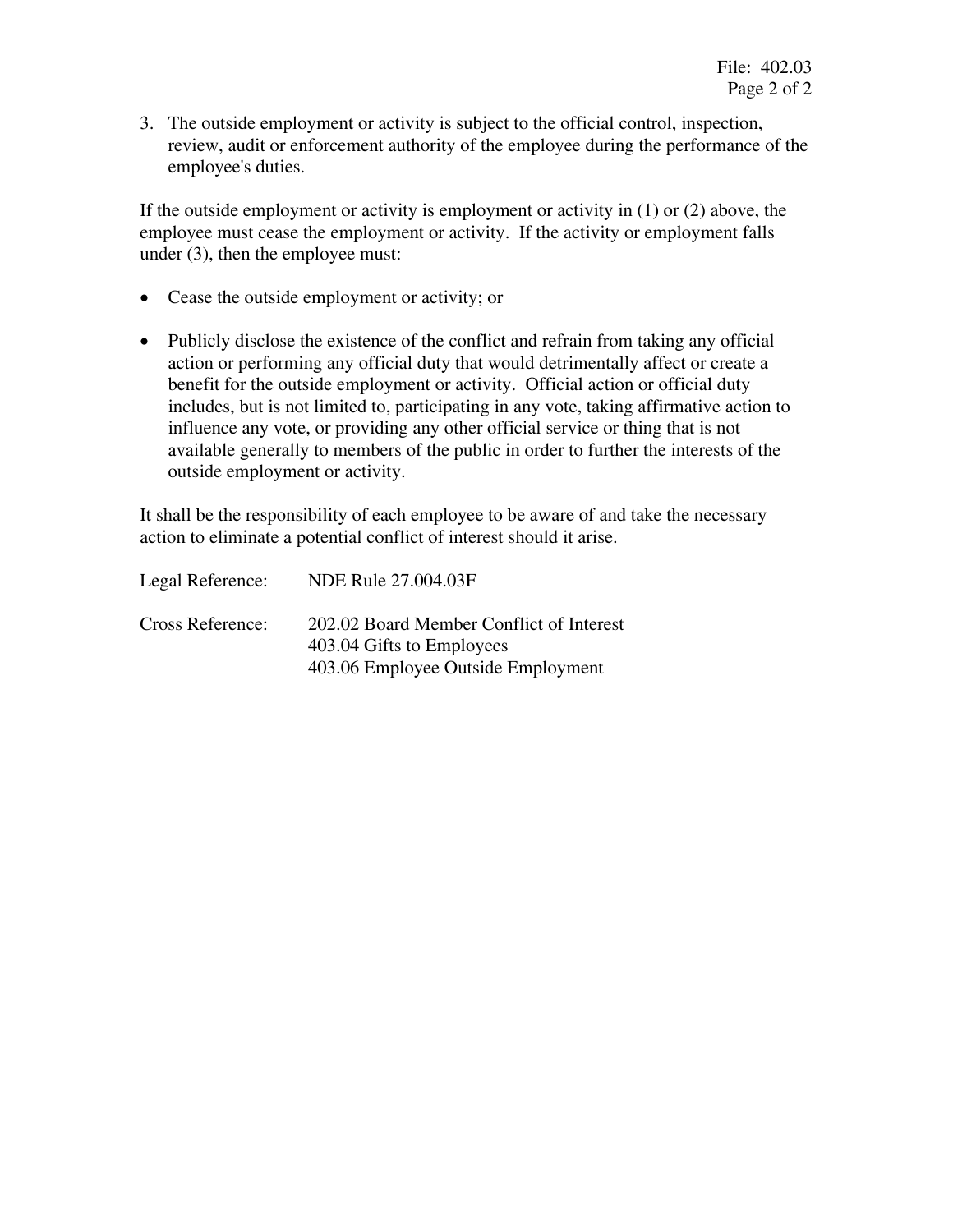3. The outside employment or activity is subject to the official control, inspection, review, audit or enforcement authority of the employee during the performance of the employee's duties.

If the outside employment or activity is employment or activity in (1) or (2) above, the employee must cease the employment or activity. If the activity or employment falls under (3), then the employee must:

- Cease the outside employment or activity; or
- Publicly disclose the existence of the conflict and refrain from taking any official action or performing any official duty that would detrimentally affect or create a benefit for the outside employment or activity. Official action or official duty includes, but is not limited to, participating in any vote, taking affirmative action to influence any vote, or providing any other official service or thing that is not available generally to members of the public in order to further the interests of the outside employment or activity.

It shall be the responsibility of each employee to be aware of and take the necessary action to eliminate a potential conflict of interest should it arise.

Legal Reference: NDE Rule 27.004.03F

Cross Reference: 202.02 Board Member Conflict of Interest
403.04 Gifts to Employees
403.06 Employee Outside Employment